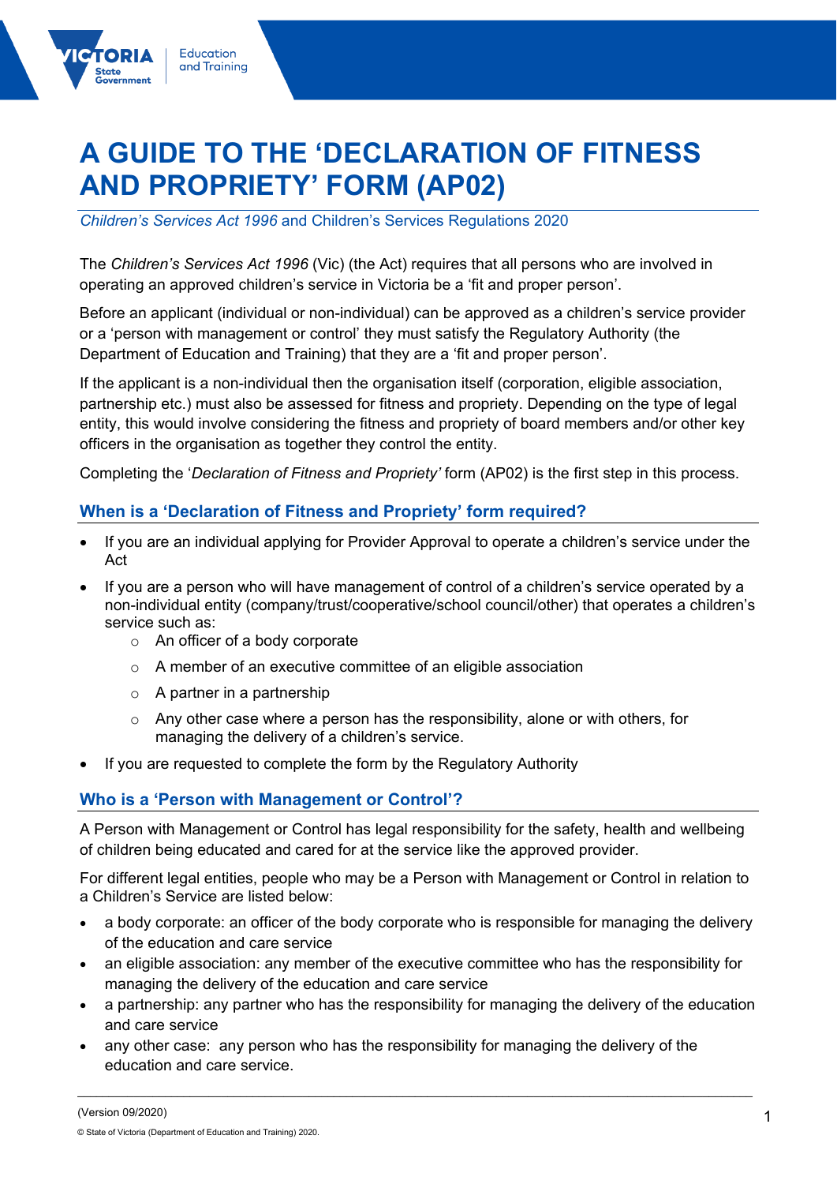# A GUIDE TO THE 'DECLARATION OF FITNESS AND PROPRIETY' FORM (AP02)

*Children's Services Act 1996* and Children's Services Regulations 2020

The *Children's Services Act 1996* (Vic) (the Act) requires that all persons who are involved in operating an approved children's service in Victoria be a 'fit and proper person'.

Before an applicant (individual or non-individual) can be approved as a children's service provider or a 'person with management or control' they must satisfy the Regulatory Authority (the Department of Education and Training) that they are a 'fit and proper person'.

If the applicant is a non-individual then the organisation itself (corporation, eligible association, partnership etc.) must also be assessed for fitness and propriety. Depending on the type of legal entity, this would involve considering the fitness and propriety of board members and/or other key officers in the organisation as together they control the entity.

Completing the '*Declaration of Fitness and Propriety'* form (AP02) is the first step in this process.

## When is a 'Declaration of Fitness and Propriety' form required?

- If you are an individual applying for Provider Approval to operate a children's service under the Act
- If you are a person who will have management of control of a children's service operated by a non-individual entity (company/trust/cooperative/school council/other) that operates a children's service such as:
  - An officer of a body corporate
  - A member of an executive committee of an eligible association
  - A partner in a partnership
  - Any other case where a person has the responsibility, alone or with others, for managing the delivery of a children's service.
- If you are requested to complete the form by the Regulatory Authority

## Who is a 'Person with Management or Control'?

A Person with Management or Control has legal responsibility for the safety, health and wellbeing of children being educated and cared for at the service like the approved provider.

For different legal entities, people who may be a Person with Management or Control in relation to a Children's Service are listed below:

- a body corporate: an officer of the body corporate who is responsible for managing the delivery of the education and care service
- an eligible association: any member of the executive committee who has the responsibility for managing the delivery of the education and care service
- a partnership: any partner who has the responsibility for managing the delivery of the education and care service
- any other case: any person who has the responsibility for managing the delivery of the education and care service.

(Version 09/2020)

© State of Victoria (Department of Education and Training) 2020.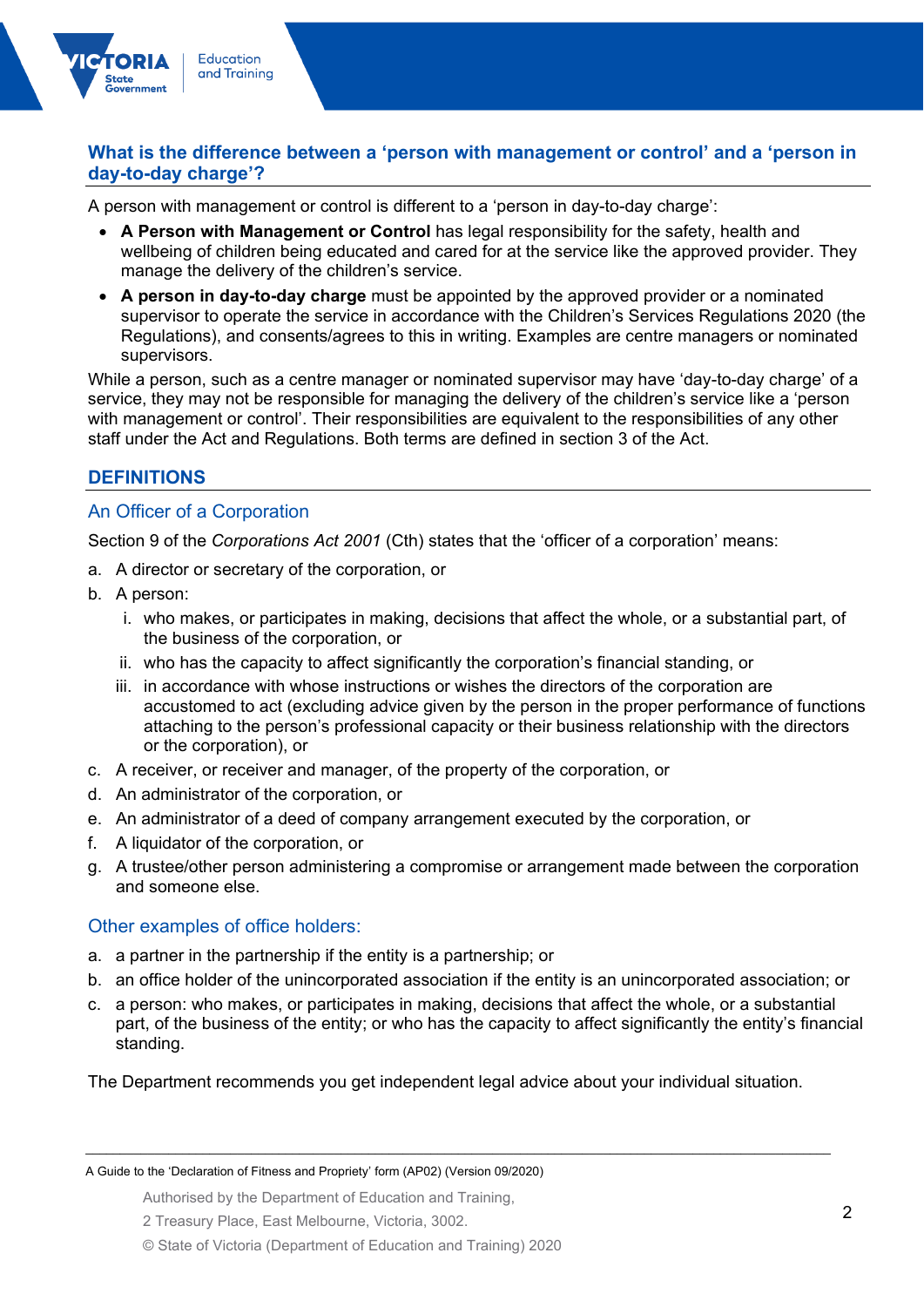## What is the difference between a 'person with management or control' and a 'person in day-to-day charge'?

A person with management or control is different to a 'person in day-to-day charge':

- **A Person with Management or Control** has legal responsibility for the safety, health and wellbeing of children being educated and cared for at the service like the approved provider. They manage the delivery of the children's service.
- **A person in day-to-day charge** must be appointed by the approved provider or a nominated supervisor to operate the service in accordance with the Children's Services Regulations 2020 (the Regulations), and consents/agrees to this in writing. Examples are centre managers or nominated supervisors.

While a person, such as a centre manager or nominated supervisor may have 'day-to-day charge' of a service, they may not be responsible for managing the delivery of the children's service like a 'person with management or control'. Their responsibilities are equivalent to the responsibilities of any other staff under the Act and Regulations. Both terms are defined in section 3 of the Act.

## DEFINITIONS

### An Officer of a Corporation

Section 9 of the *Corporations Act 2001* (Cth) states that the 'officer of a corporation' means:

a. A director or secretary of the corporation, or
b. A person:
   i. who makes, or participates in making, decisions that affect the whole, or a substantial part, of the business of the corporation, or
   ii. who has the capacity to affect significantly the corporation's financial standing, or
   iii. in accordance with whose instructions or wishes the directors of the corporation are accustomed to act (excluding advice given by the person in the proper performance of functions attaching to the person's professional capacity or their business relationship with the directors or the corporation), or
c. A receiver, or receiver and manager, of the property of the corporation, or
d. An administrator of the corporation, or
e. An administrator of a deed of company arrangement executed by the corporation, or
f. A liquidator of the corporation, or
g. A trustee/other person administering a compromise or arrangement made between the corporation and someone else.

### Other examples of office holders:

a. a partner in the partnership if the entity is a partnership; or
b. an office holder of the unincorporated association if the entity is an unincorporated association; or
c. a person: who makes, or participates in making, decisions that affect the whole, or a substantial part, of the business of the entity; or who has the capacity to affect significantly the entity's financial standing.

The Department recommends you get independent legal advice about your individual situation.

A Guide to the 'Declaration of Fitness and Propriety' form (AP02) (Version 09/2020)

Authorised by the Department of Education and Training,
2 Treasury Place, East Melbourne, Victoria, 3002.
© State of Victoria (Department of Education and Training) 2020